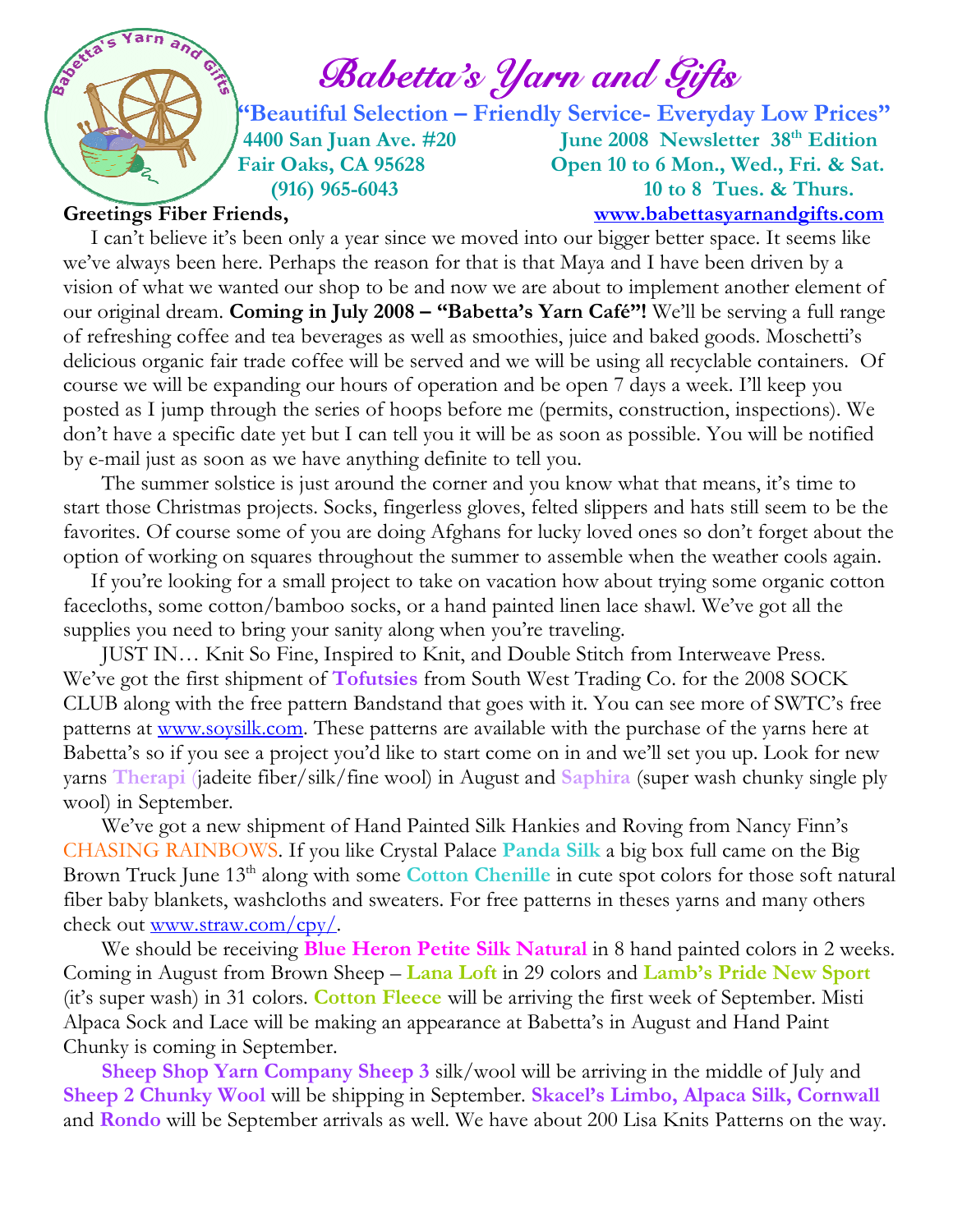# Babetta's Yarn and Gifts

**"Beautiful Selection – Friendly Service- Everyday Low Prices"**

**4400 San Juan Ave. #20**
**Fair Oaks, CA 95628**
**(916) 965-6043**

**June 2008 Newsletter 38th Edition**
**Open 10 to 6 Mon., Wed., Fri. & Sat.**
**10 to 8 Tues. & Thurs.**
**www.babettasyarnandgifts.com**

**Greetings Fiber Friends,**

I can't believe it's been only a year since we moved into our bigger better space. It seems like we've always been here. Perhaps the reason for that is that Maya and I have been driven by a vision of what we wanted our shop to be and now we are about to implement another element of our original dream. **Coming in July 2008 – "Babetta's Yarn Café"!** We'll be serving a full range of refreshing coffee and tea beverages as well as smoothies, juice and baked goods. Moschetti's delicious organic fair trade coffee will be served and we will be using all recyclable containers. Of course we will be expanding our hours of operation and be open 7 days a week. I'll keep you posted as I jump through the series of hoops before me (permits, construction, inspections). We don't have a specific date yet but I can tell you it will be as soon as possible. You will be notified by e-mail just as soon as we have anything definite to tell you.

The summer solstice is just around the corner and you know what that means, it's time to start those Christmas projects. Socks, fingerless gloves, felted slippers and hats still seem to be the favorites. Of course some of you are doing Afghans for lucky loved ones so don't forget about the option of working on squares throughout the summer to assemble when the weather cools again.

If you're looking for a small project to take on vacation how about trying some organic cotton facecloths, some cotton/bamboo socks, or a hand painted linen lace shawl. We've got all the supplies you need to bring your sanity along when you're traveling.

JUST IN… Knit So Fine, Inspired to Knit, and Double Stitch from Interweave Press. We've got the first shipment of **Tofutsies** from South West Trading Co. for the 2008 SOCK CLUB along with the free pattern Bandstand that goes with it. You can see more of SWTC's free patterns at www.soysilk.com. These patterns are available with the purchase of the yarns here at Babetta's so if you see a project you'd like to start come on in and we'll set you up. Look for new yarns **Therapi** (jadeite fiber/silk/fine wool) in August and **Saphira** (super wash chunky single ply wool) in September.

We've got a new shipment of Hand Painted Silk Hankies and Roving from Nancy Finn's CHASING RAINBOWS. If you like Crystal Palace **Panda Silk** a big box full came on the Big Brown Truck June 13th along with some **Cotton Chenille** in cute spot colors for those soft natural fiber baby blankets, washcloths and sweaters. For free patterns in theses yarns and many others check out www.straw.com/cpy/.

We should be receiving **Blue Heron Petite Silk Natural** in 8 hand painted colors in 2 weeks. Coming in August from Brown Sheep – **Lana Loft** in 29 colors and **Lamb's Pride New Sport** (it's super wash) in 31 colors. **Cotton Fleece** will be arriving the first week of September. Misti Alpaca Sock and Lace will be making an appearance at Babetta's in August and Hand Paint Chunky is coming in September.

**Sheep Shop Yarn Company Sheep 3** silk/wool will be arriving in the middle of July and **Sheep 2 Chunky Wool** will be shipping in September. **Skacel's Limbo, Alpaca Silk, Cornwall** and **Rondo** will be September arrivals as well. We have about 200 Lisa Knits Patterns on the way.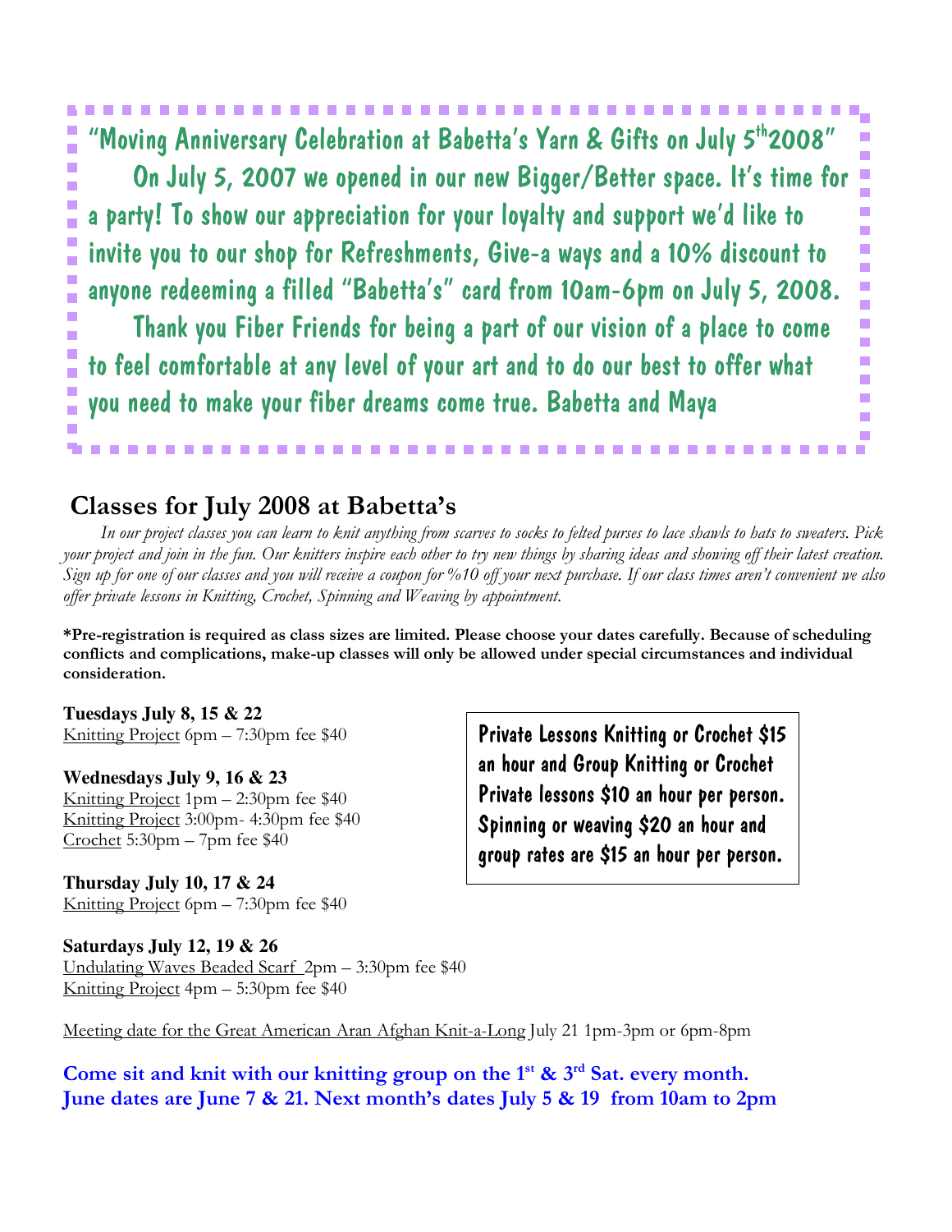"Moving Anniversary Celebration at Babetta's Yarn & Gifts on July 5th 2008"

On July 5, 2007 we opened in our new Bigger/Better space. It's time for a party! To show our appreciation for your loyalty and support we'd like to invite you to our shop for Refreshments, Give-a ways and a 10% discount to anyone redeeming a filled "Babetta's" card from 10am-6pm on July 5, 2008.

Thank you Fiber Friends for being a part of our vision of a place to come to feel comfortable at any level of your art and to do our best to offer what you need to make your fiber dreams come true. Babetta and Maya

## Classes for July 2008 at Babetta's

*In our project classes you can learn to knit anything from scarves to socks to felted purses to lace shawls to hats to sweaters. Pick your project and join in the fun. Our knitters inspire each other to try new things by sharing ideas and showing off their latest creation. Sign up for one of our classes and you will receive a coupon for %10 off your next purchase. If our class times aren't convenient we also offer private lessons in Knitting, Crochet, Spinning and Weaving by appointment.*

**\*Pre-registration is required as class sizes are limited. Please choose your dates carefully. Because of scheduling conflicts and complications, make-up classes will only be allowed under special circumstances and individual consideration.**

**Tuesdays July 8, 15 & 22**
Knitting Project 6pm – 7:30pm fee $40

**Wednesdays July 9, 16 & 23**
Knitting Project 1pm – 2:30pm fee $40
Knitting Project 3:00pm- 4:30pm fee $40
Crochet 5:30pm – 7pm fee $40

**Thursday July 10, 17 & 24**
Knitting Project 6pm – 7:30pm fee $40

**Saturdays July 12, 19 & 26**
Undulating Waves Beaded Scarf 2pm – 3:30pm fee $40
Knitting Project 4pm – 5:30pm fee $40

Private Lessons Knitting or Crochet $15 an hour and Group Knitting or Crochet Private lessons $10 an hour per person. Spinning or weaving $20 an hour and group rates are $15 an hour per person.

Meeting date for the Great American Aran Afghan Knit-a-Long July 21 1pm-3pm or 6pm-8pm

**Come sit and knit with our knitting group on the 1st & 3rd Sat. every month.
June dates are June 7 & 21. Next month's dates July 5 & 19 from 10am to 2pm**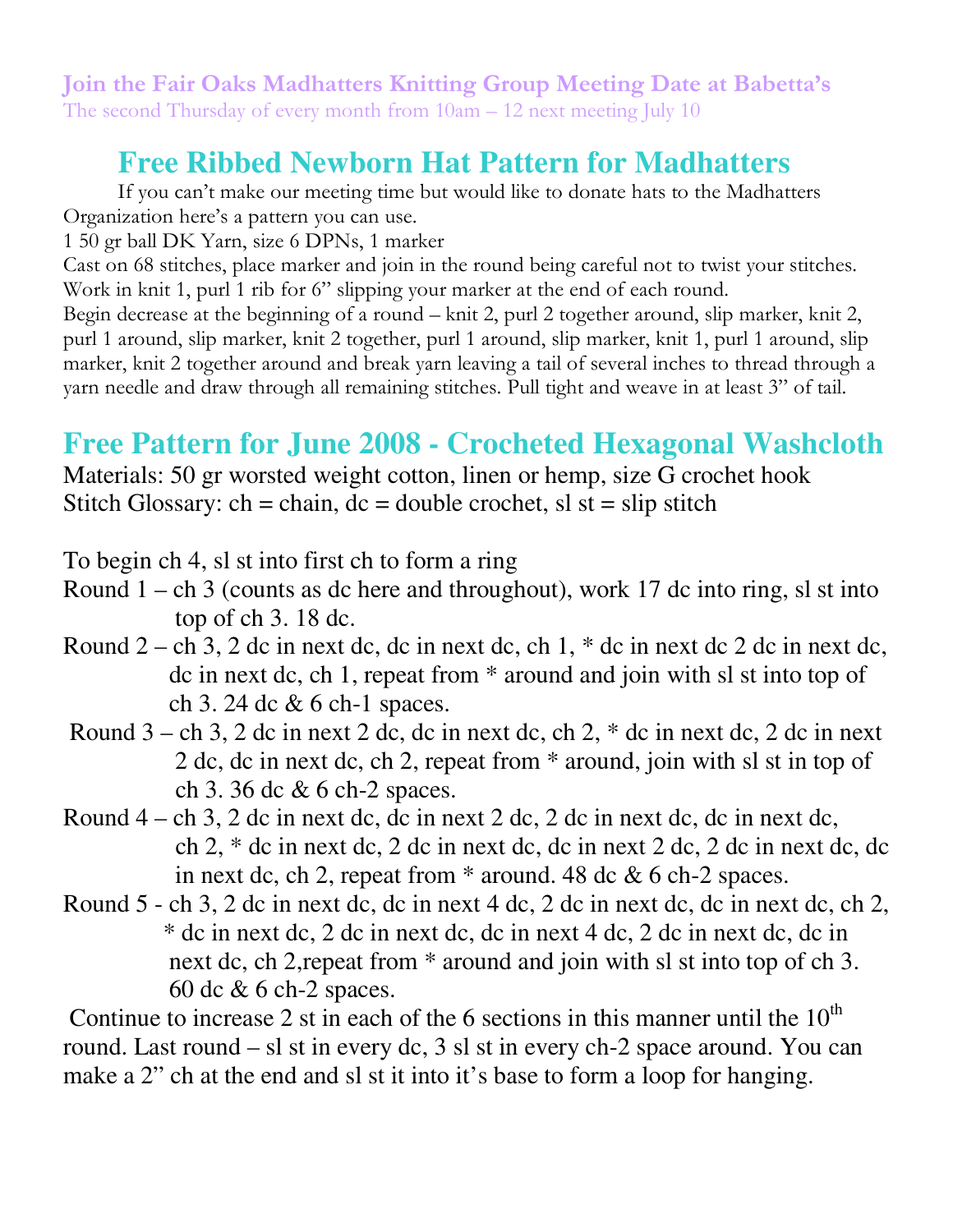**Join the Fair Oaks Madhatters Knitting Group Meeting Date at Babetta's**
The second Thursday of every month from 10am – 12 next meeting July 10

## Free Ribbed Newborn Hat Pattern for Madhatters

If you can't make our meeting time but would like to donate hats to the Madhatters Organization here's a pattern you can use.

1 50 gr ball DK Yarn, size 6 DPNs, 1 marker

Cast on 68 stitches, place marker and join in the round being careful not to twist your stitches. Work in knit 1, purl 1 rib for 6" slipping your marker at the end of each round.

Begin decrease at the beginning of a round – knit 2, purl 2 together around, slip marker, knit 2, purl 1 around, slip marker, knit 2 together, purl 1 around, slip marker, knit 1, purl 1 around, slip marker, knit 2 together around and break yarn leaving a tail of several inches to thread through a yarn needle and draw through all remaining stitches. Pull tight and weave in at least 3" of tail.

## Free Pattern for June 2008 - Crocheted Hexagonal Washcloth

Materials: 50 gr worsted weight cotton, linen or hemp, size G crochet hook
Stitch Glossary: ch = chain, dc = double crochet, sl st = slip stitch

To begin ch 4, sl st into first ch to form a ring

Round 1 – ch 3 (counts as dc here and throughout), work 17 dc into ring, sl st into top of ch 3. 18 dc.

Round 2 – ch 3, 2 dc in next dc, dc in next dc, ch 1, * dc in next dc 2 dc in next dc, dc in next dc, ch 1, repeat from * around and join with sl st into top of ch 3. 24 dc & 6 ch-1 spaces.

Round 3 – ch 3, 2 dc in next 2 dc, dc in next dc, ch 2, * dc in next dc, 2 dc in next 2 dc, dc in next dc, ch 2, repeat from * around, join with sl st in top of ch 3. 36 dc & 6 ch-2 spaces.

Round 4 – ch 3, 2 dc in next dc, dc in next 2 dc, 2 dc in next dc, dc in next dc, ch 2, * dc in next dc, 2 dc in next dc, dc in next 2 dc, 2 dc in next dc, dc in next dc, ch 2, repeat from * around. 48 dc & 6 ch-2 spaces.

Round 5 - ch 3, 2 dc in next dc, dc in next 4 dc, 2 dc in next dc, dc in next dc, ch 2, * dc in next dc, 2 dc in next dc, dc in next 4 dc, 2 dc in next dc, dc in next dc, ch 2,repeat from * around and join with sl st into top of ch 3. 60 dc & 6 ch-2 spaces.

Continue to increase 2 st in each of the 6 sections in this manner until the 10th round. Last round – sl st in every dc, 3 sl st in every ch-2 space around. You can make a 2" ch at the end and sl st it into it's base to form a loop for hanging.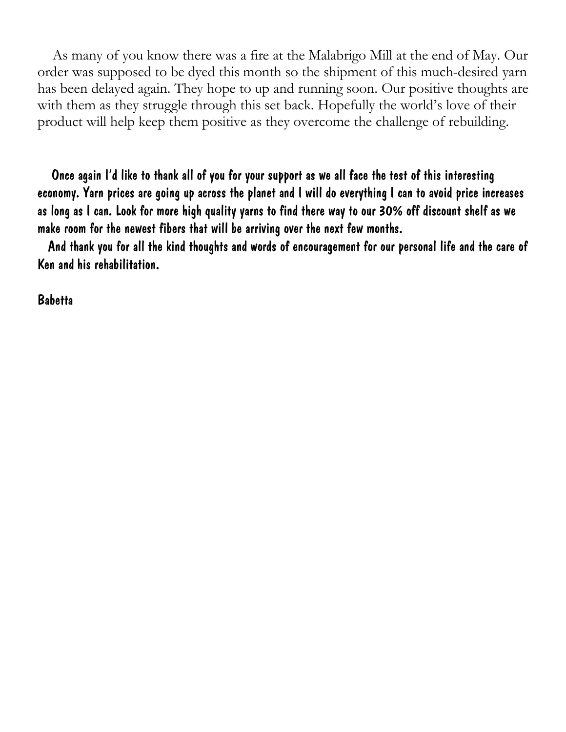As many of you know there was a fire at the Malabrigo Mill at the end of May. Our order was supposed to be dyed this month so the shipment of this much-desired yarn has been delayed again. They hope to up and running soon. Our positive thoughts are with them as they struggle through this set back. Hopefully the world's love of their product will help keep them positive as they overcome the challenge of rebuilding.

Once again I'd like to thank all of you for your support as we all face the test of this interesting economy. Yarn prices are going up across the planet and I will do everything I can to avoid price increases as long as I can. Look for more high quality yarns to find there way to our 30% off discount shelf as we make room for the newest fibers that will be arriving over the next few months.

And thank you for all the kind thoughts and words of encouragement for our personal life and the care of Ken and his rehabilitation.

Babetta